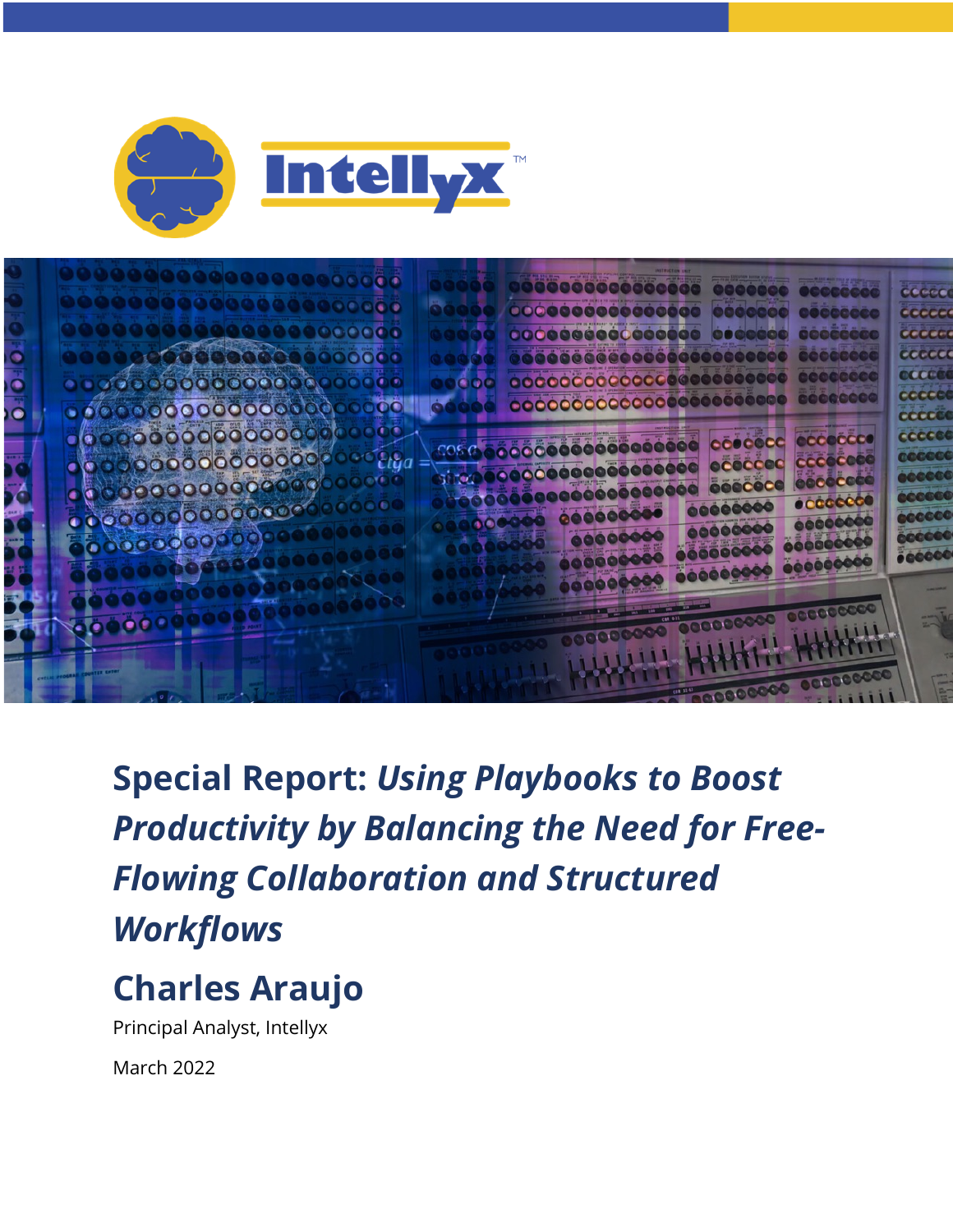# Special Report: *Using Playbooks to Boost Productivity by Balancing the Need for Free-Flowing Collaboration and Structured Workflows*

## Charles Araujo

Principal Analyst, Intellyx

March 2022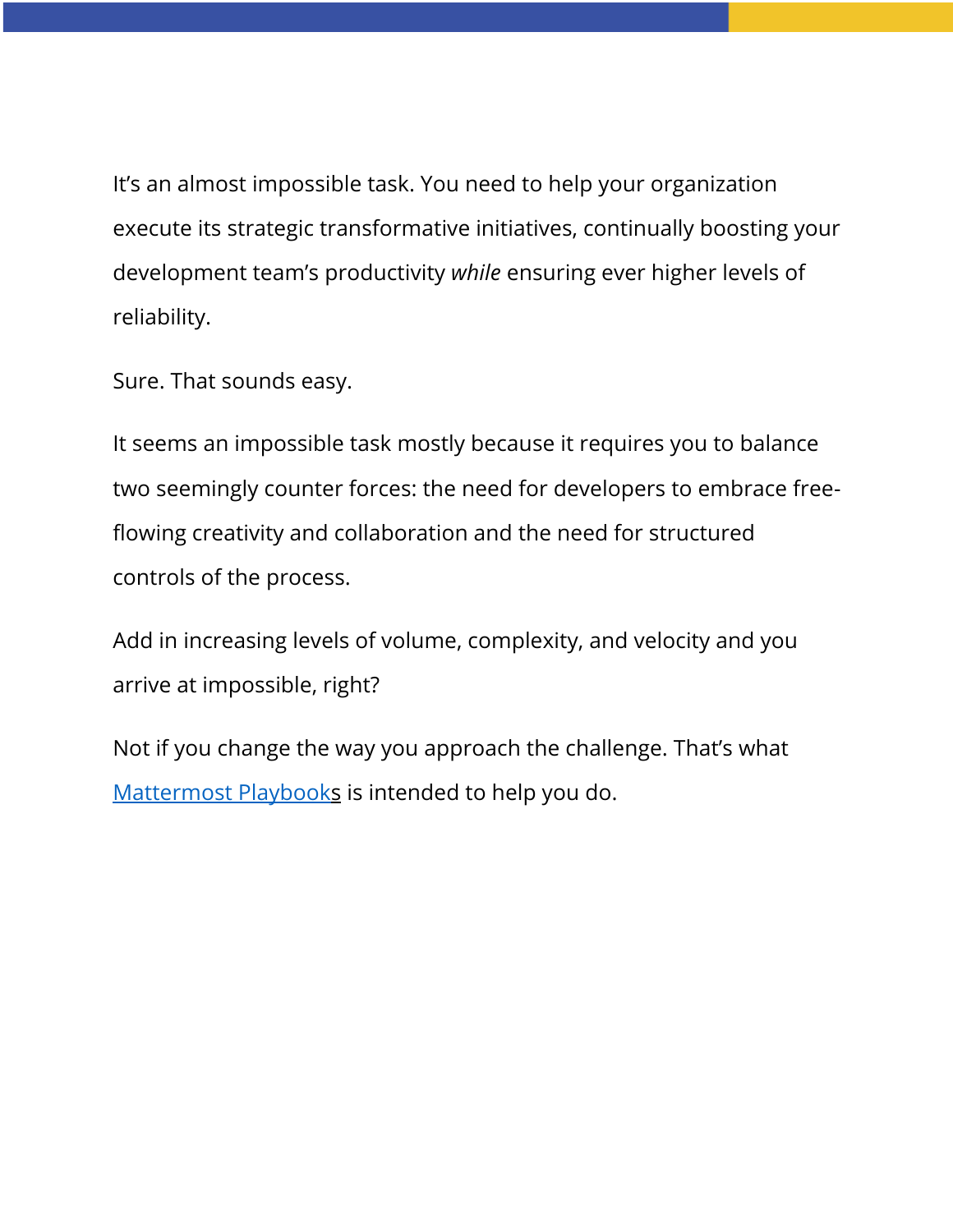It's an almost impossible task. You need to help your organization execute its strategic transformative initiatives, continually boosting your development team's productivity *while* ensuring ever higher levels of reliability.

Sure. That sounds easy.

It seems an impossible task mostly because it requires you to balance two seemingly counter forces: the need for developers to embrace free-flowing creativity and collaboration and the need for structured controls of the process.

Add in increasing levels of volume, complexity, and velocity and you arrive at impossible, right?

Not if you change the way you approach the challenge. That's what Mattermost Playbooks is intended to help you do.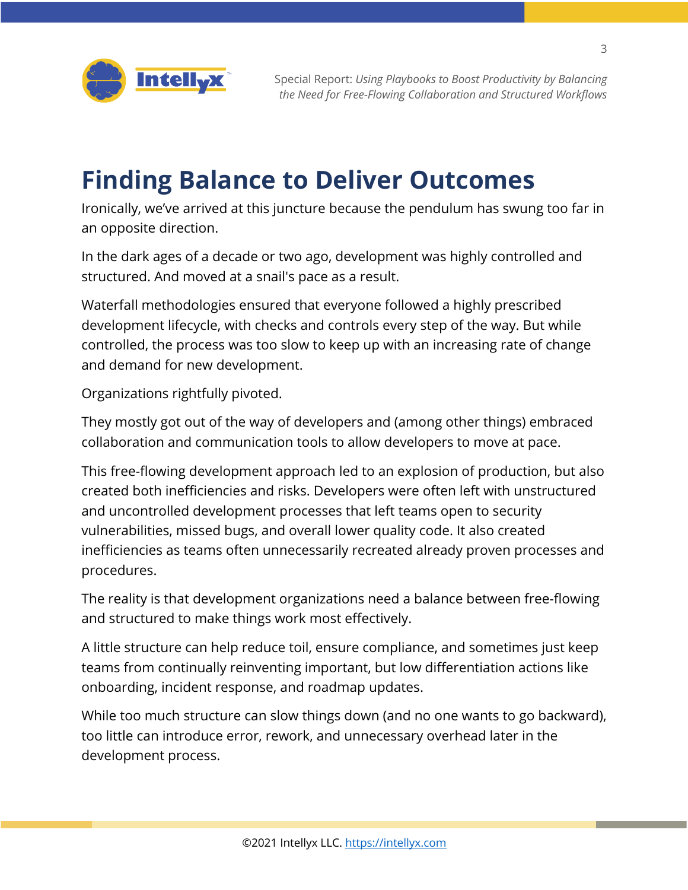# Finding Balance to Deliver Outcomes

Ironically, we've arrived at this juncture because the pendulum has swung too far in an opposite direction.

In the dark ages of a decade or two ago, development was highly controlled and structured. And moved at a snail's pace as a result.

Waterfall methodologies ensured that everyone followed a highly prescribed development lifecycle, with checks and controls every step of the way. But while controlled, the process was too slow to keep up with an increasing rate of change and demand for new development.

Organizations rightfully pivoted.

They mostly got out of the way of developers and (among other things) embraced collaboration and communication tools to allow developers to move at pace.

This free-flowing development approach led to an explosion of production, but also created both inefficiencies and risks. Developers were often left with unstructured and uncontrolled development processes that left teams open to security vulnerabilities, missed bugs, and overall lower quality code. It also created inefficiencies as teams often unnecessarily recreated already proven processes and procedures.

The reality is that development organizations need a balance between free-flowing and structured to make things work most effectively.

A little structure can help reduce toil, ensure compliance, and sometimes just keep teams from continually reinventing important, but low differentiation actions like onboarding, incident response, and roadmap updates.

While too much structure can slow things down (and no one wants to go backward), too little can introduce error, rework, and unnecessary overhead later in the development process.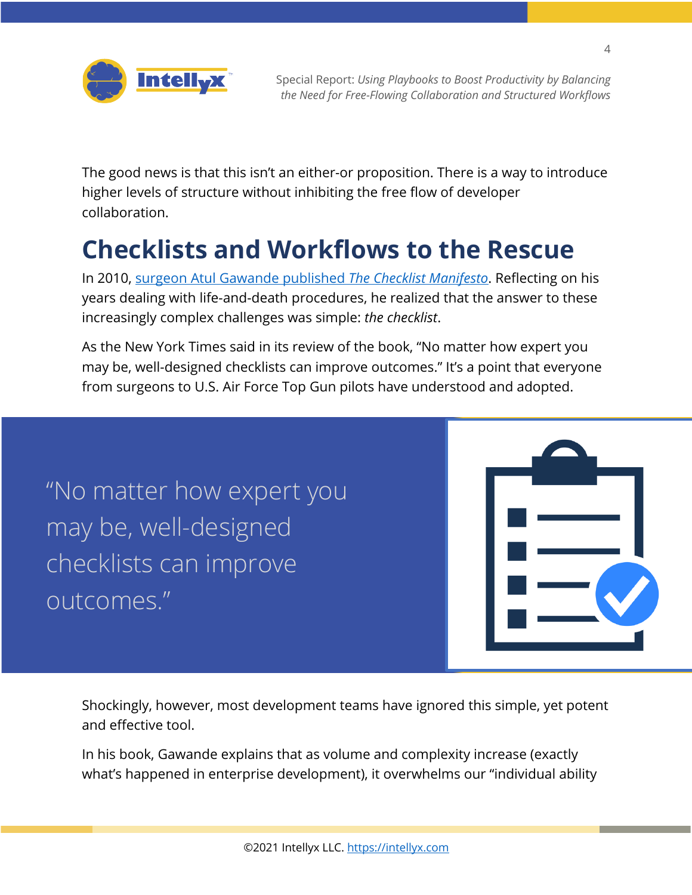The good news is that this isn't an either-or proposition. There is a way to introduce higher levels of structure without inhibiting the free flow of developer collaboration.

## Checklists and Workflows to the Rescue

In 2010, surgeon Atul Gawande published *The Checklist Manifesto*. Reflecting on his years dealing with life-and-death procedures, he realized that the answer to these increasingly complex challenges was simple: *the checklist*.

As the New York Times said in its review of the book, "No matter how expert you may be, well-designed checklists can improve outcomes." It's a point that everyone from surgeons to U.S. Air Force Top Gun pilots have understood and adopted.

> "No matter how expert you may be, well-designed checklists can improve outcomes."

Shockingly, however, most development teams have ignored this simple, yet potent and effective tool.

In his book, Gawande explains that as volume and complexity increase (exactly what's happened in enterprise development), it overwhelms our "individual ability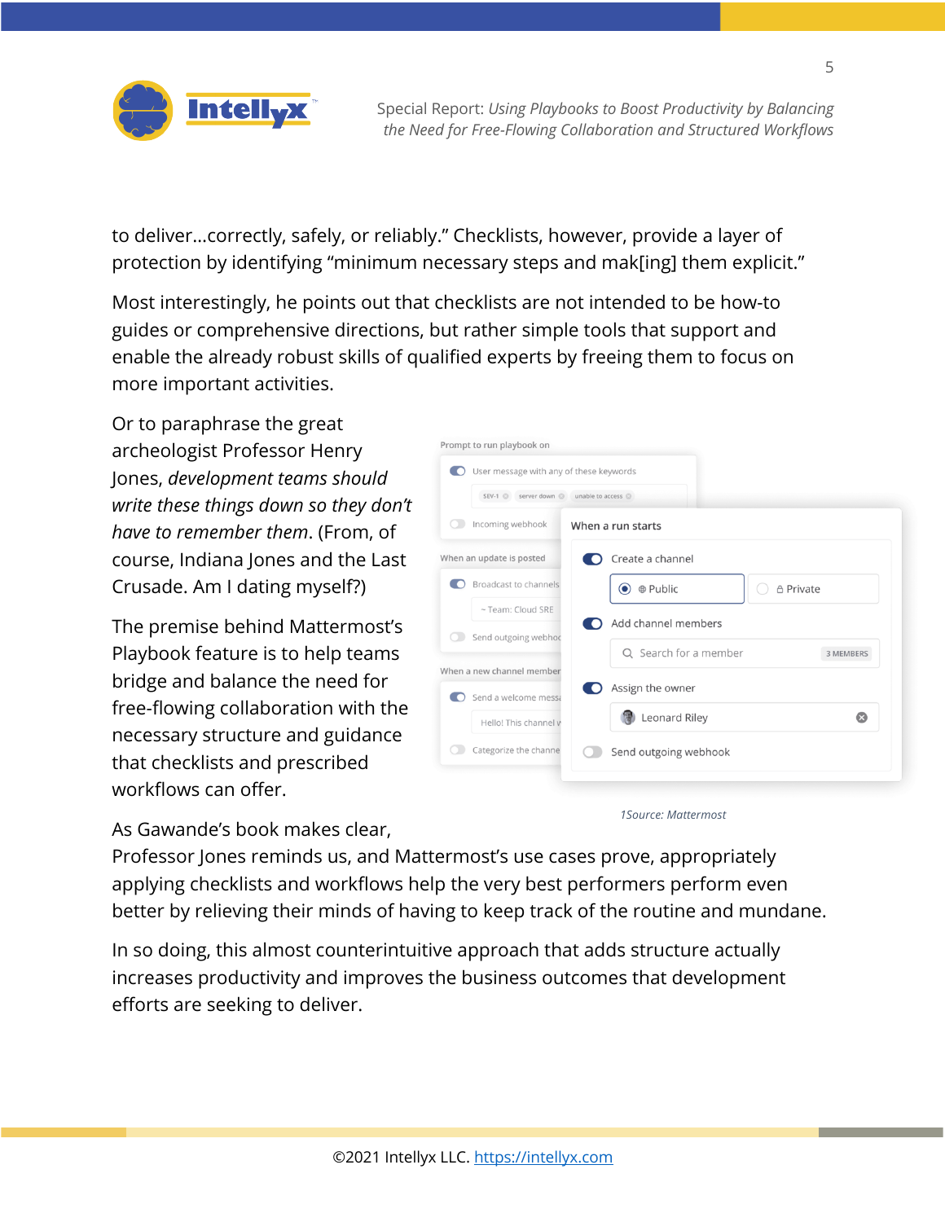to deliver…correctly, safely, or reliably.” Checklists, however, provide a layer of protection by identifying “minimum necessary steps and mak[ing] them explicit.”

Most interestingly, he points out that checklists are not intended to be how-to guides or comprehensive directions, but rather simple tools that support and enable the already robust skills of qualified experts by freeing them to focus on more important activities.

Or to paraphrase the great archeologist Professor Henry Jones, *development teams should write these things down so they don’t have to remember them*. (From, of course, Indiana Jones and the Last Crusade. Am I dating myself?)

The premise behind Mattermost’s Playbook feature is to help teams bridge and balance the need for free-flowing collaboration with the necessary structure and guidance that checklists and prescribed workflows can offer.

*1Source: Mattermost*

As Gawande’s book makes clear, Professor Jones reminds us, and Mattermost’s use cases prove, appropriately applying checklists and workflows help the very best performers perform even better by relieving their minds of having to keep track of the routine and mundane.

In so doing, this almost counterintuitive approach that adds structure actually increases productivity and improves the business outcomes that development efforts are seeking to deliver.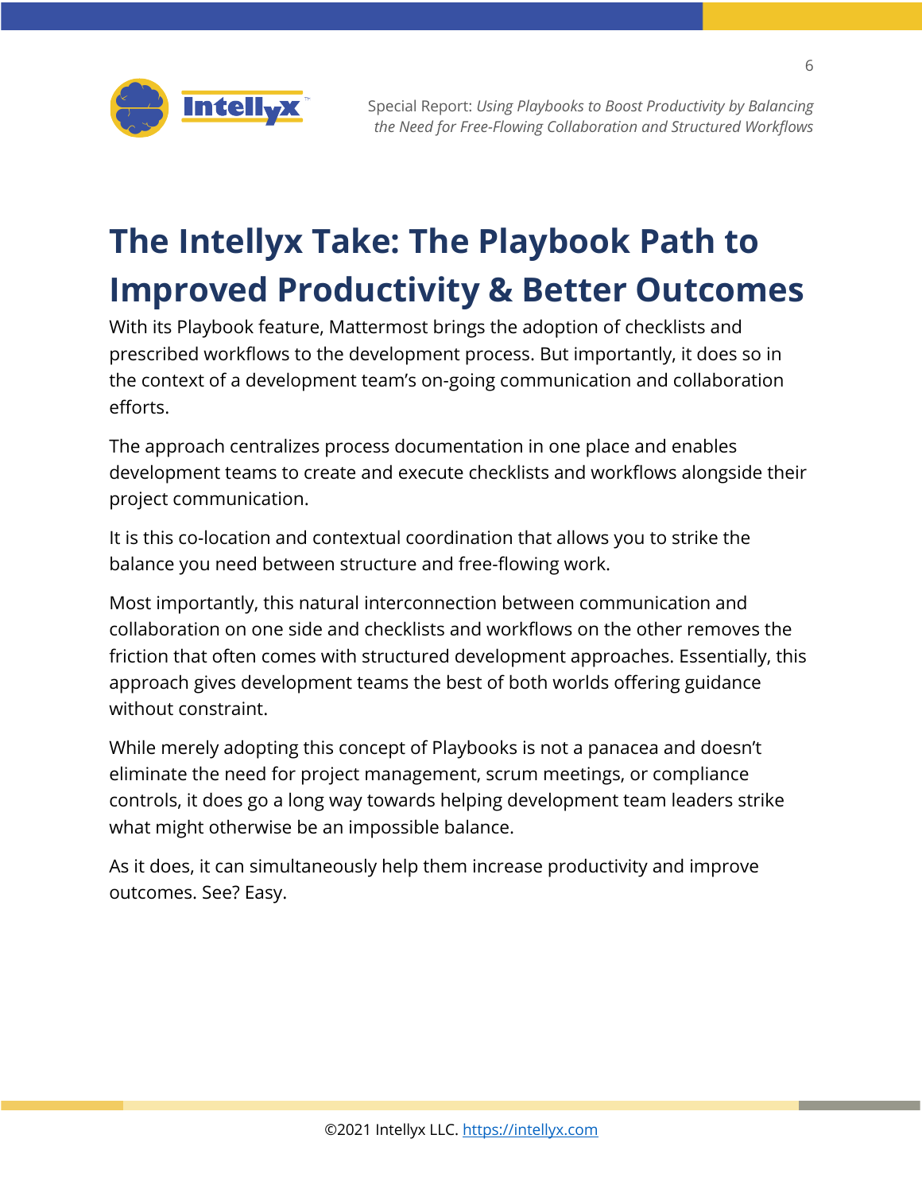# The Intellyx Take: The Playbook Path to Improved Productivity & Better Outcomes

With its Playbook feature, Mattermost brings the adoption of checklists and prescribed workflows to the development process. But importantly, it does so in the context of a development team's on-going communication and collaboration efforts.

The approach centralizes process documentation in one place and enables development teams to create and execute checklists and workflows alongside their project communication.

It is this co-location and contextual coordination that allows you to strike the balance you need between structure and free-flowing work.

Most importantly, this natural interconnection between communication and collaboration on one side and checklists and workflows on the other removes the friction that often comes with structured development approaches. Essentially, this approach gives development teams the best of both worlds offering guidance without constraint.

While merely adopting this concept of Playbooks is not a panacea and doesn't eliminate the need for project management, scrum meetings, or compliance controls, it does go a long way towards helping development team leaders strike what might otherwise be an impossible balance.

As it does, it can simultaneously help them increase productivity and improve outcomes. See? Easy.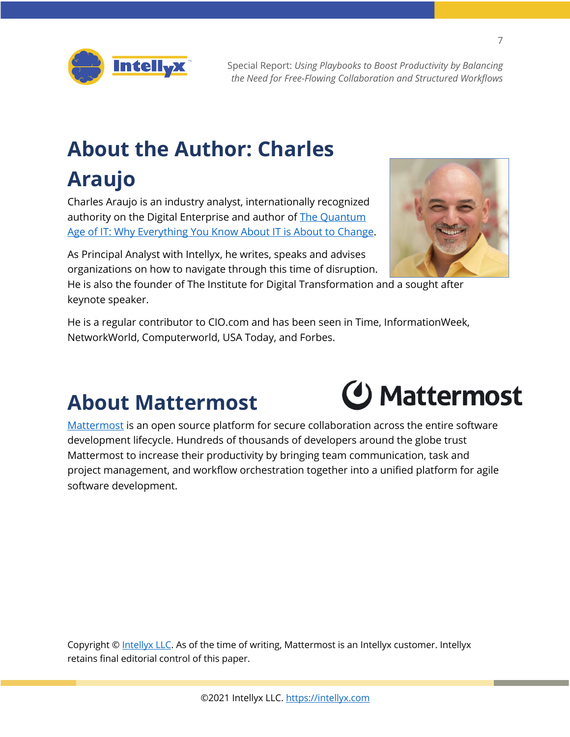## About the Author: Charles Araujo

Charles Araujo is an industry analyst, internationally recognized authority on the Digital Enterprise and author of [The Quantum Age of IT: Why Everything You Know About IT is About to Change]().

As Principal Analyst with Intellyx, he writes, speaks and advises organizations on how to navigate through this time of disruption. He is also the founder of The Institute for Digital Transformation and a sought after keynote speaker.

He is a regular contributor to CIO.com and has been seen in Time, InformationWeek, NetworkWorld, Computerworld, USA Today, and Forbes.

## About Mattermost

[Mattermost]() is an open source platform for secure collaboration across the entire software development lifecycle. Hundreds of thousands of developers around the globe trust Mattermost to increase their productivity by bringing team communication, task and project management, and workflow orchestration together into a unified platform for agile software development.

Copyright © [Intellyx LLC](). As of the time of writing, Mattermost is an Intellyx customer. Intellyx retains final editorial control of this paper.